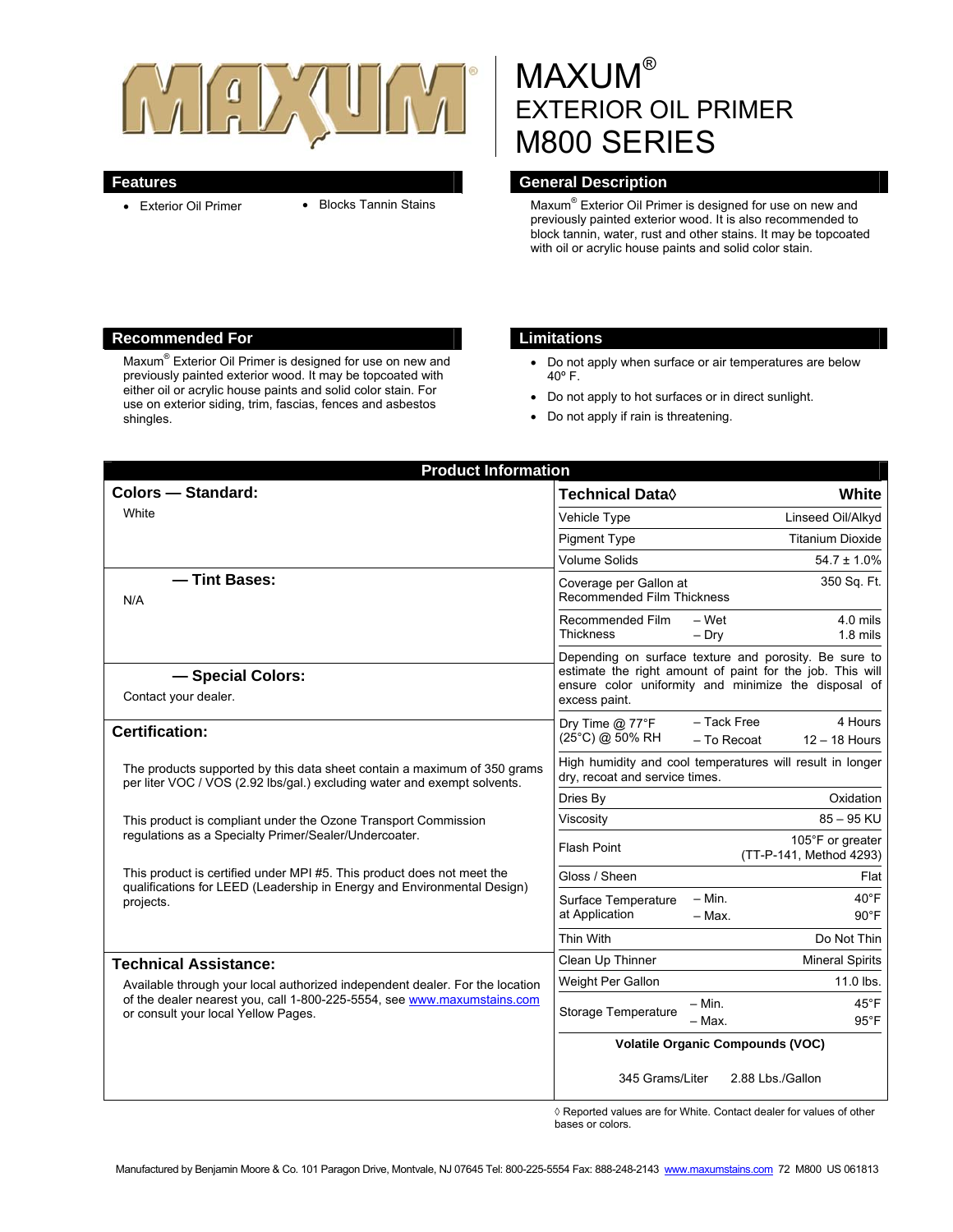# MAXUM®

# EXTERIOR OIL PRIMER

# M800 SERIES

## Features

- Exterior Oil Primer
- Blocks Tannin Stains

## General Description

Maxum® Exterior Oil Primer is designed for use on new and previously painted exterior wood. It is also recommended to block tannin, water, rust and other stains. It may be topcoated with oil or acrylic house paints and solid color stain.

## Recommended For

Maxum® Exterior Oil Primer is designed for use on new and previously painted exterior wood. It may be topcoated with either oil or acrylic house paints and solid color stain. For use on exterior siding, trim, fascias, fences and asbestos shingles.

## Limitations

- Do not apply when surface or air temperatures are below 40º F.
- Do not apply to hot surfaces or in direct sunlight.
- Do not apply if rain is threatening.

## Product Information

### Colors — Standard:

White

### — Tint Bases:

N/A

### — Special Colors:

Contact your dealer.

### Certification:

The products supported by this data sheet contain a maximum of 350 grams per liter VOC / VOS (2.92 lbs/gal.) excluding water and exempt solvents.

This product is compliant under the Ozone Transport Commission regulations as a Specialty Primer/Sealer/Undercoater.

This product is certified under MPI #5. This product does not meet the qualifications for LEED (Leadership in Energy and Environmental Design) projects.

### Technical Assistance:

Available through your local authorized independent dealer. For the location of the dealer nearest you, call 1-800-225-5554, see www.maxumstains.com or consult your local Yellow Pages.

| Technical Data◊ | | White |
|---|---|---|
| Vehicle Type | | Linseed Oil/Alkyd |
| Pigment Type | | Titanium Dioxide |
| Volume Solids | | 54.7 ± 1.0% |
| Coverage per Gallon at Recommended Film Thickness | | 350 Sq. Ft. |
| Recommended Film Thickness | – Wet | 4.0 mils |
| | – Dry | 1.8 mils |
| Depending on surface texture and porosity. Be sure to estimate the right amount of paint for the job. This will ensure color uniformity and minimize the disposal of excess paint. | | |
| Dry Time @ 77°F (25°C) @ 50% RH | – Tack Free | 4 Hours |
| | – To Recoat | 12 – 18 Hours |
| High humidity and cool temperatures will result in longer dry, recoat and service times. | | |
| Dries By | | Oxidation |
| Viscosity | | 85 – 95 KU |
| Flash Point | | 105°F or greater (TT-P-141, Method 4293) |
| Gloss / Sheen | | Flat |
| Surface Temperature at Application | – Min. | 40°F |
| | – Max. | 90°F |
| Thin With | | Do Not Thin |
| Clean Up Thinner | | Mineral Spirits |
| Weight Per Gallon | | 11.0 lbs. |
| Storage Temperature | – Min. | 45°F |
| | – Max. | 95°F |
| **Volatile Organic Compounds (VOC)** | | |
| 345 Grams/Liter | | 2.88 Lbs./Gallon |

◊ Reported values are for White. Contact dealer for values of other bases or colors.

Manufactured by Benjamin Moore & Co. 101 Paragon Drive, Montvale, NJ 07645 Tel: 800-225-5554 Fax: 888-248-2143 www.maxumstains.com 72 M800 US 061813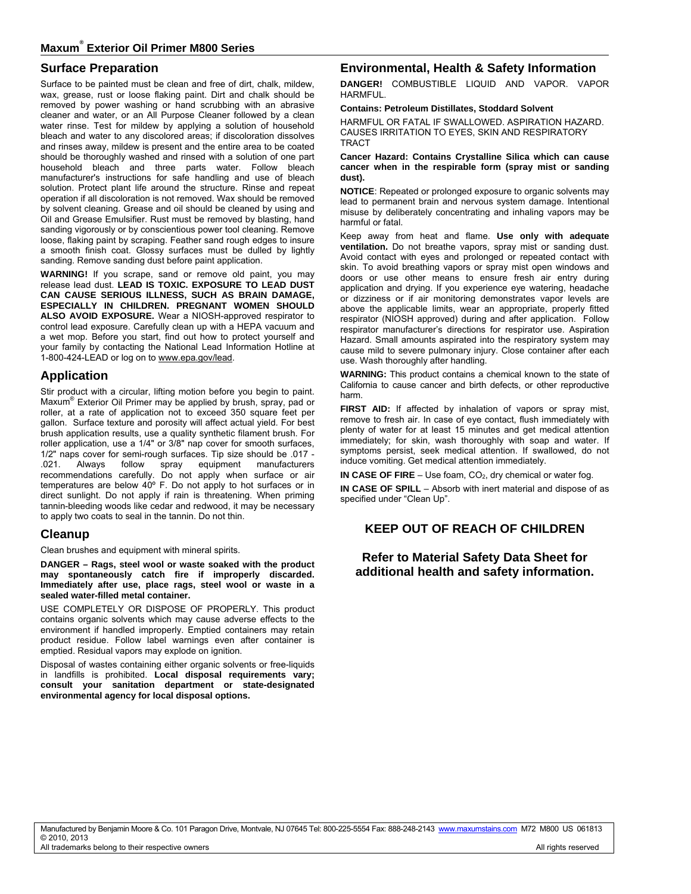## Surface Preparation

Surface to be painted must be clean and free of dirt, chalk, mildew, wax, grease, rust or loose flaking paint. Dirt and chalk should be removed by power washing or hand scrubbing with an abrasive cleaner and water, or an All Purpose Cleaner followed by a clean water rinse. Test for mildew by applying a solution of household bleach and water to any discolored areas; if discoloration dissolves and rinses away, mildew is present and the entire area to be coated should be thoroughly washed and rinsed with a solution of one part household bleach and three parts water. Follow bleach manufacturer's instructions for safe handling and use of bleach solution. Protect plant life around the structure. Rinse and repeat operation if all discoloration is not removed. Wax should be removed by solvent cleaning. Grease and oil should be cleaned by using and Oil and Grease Emulsifier. Rust must be removed by blasting, hand sanding vigorously or by conscientious power tool cleaning. Remove loose, flaking paint by scraping. Feather sand rough edges to insure a smooth finish coat. Glossy surfaces must be dulled by lightly sanding. Remove sanding dust before paint application.

**WARNING!** If you scrape, sand or remove old paint, you may release lead dust. **LEAD IS TOXIC. EXPOSURE TO LEAD DUST CAN CAUSE SERIOUS ILLNESS, SUCH AS BRAIN DAMAGE, ESPECIALLY IN CHILDREN. PREGNANT WOMEN SHOULD ALSO AVOID EXPOSURE.** Wear a NIOSH-approved respirator to control lead exposure. Carefully clean up with a HEPA vacuum and a wet mop. Before you start, find out how to protect yourself and your family by contacting the National Lead Information Hotline at 1-800-424-LEAD or log on to www.epa.gov/lead.

## Application

Stir product with a circular, lifting motion before you begin to paint. Maxum® Exterior Oil Primer may be applied by brush, spray, pad or roller, at a rate of application not to exceed 350 square feet per gallon. Surface texture and porosity will affect actual yield. For best brush application results, use a quality synthetic filament brush. For roller application, use a 1/4" or 3/8" nap cover for smooth surfaces, 1/2" naps cover for semi-rough surfaces. Tip size should be .017 - .021. Always follow spray equipment manufacturers recommendations carefully. Do not apply when surface or air temperatures are below 40º F. Do not apply to hot surfaces or in direct sunlight. Do not apply if rain is threatening. When priming tannin-bleeding woods like cedar and redwood, it may be necessary to apply two coats to seal in the tannin. Do not thin.

## Cleanup

Clean brushes and equipment with mineral spirits.

**DANGER – Rags, steel wool or waste soaked with the product may spontaneously catch fire if improperly discarded. Immediately after use, place rags, steel wool or waste in a sealed water-filled metal container.**

USE COMPLETELY OR DISPOSE OF PROPERLY. This product contains organic solvents which may cause adverse effects to the environment if handled improperly. Emptied containers may retain product residue. Follow label warnings even after container is emptied. Residual vapors may explode on ignition.

Disposal of wastes containing either organic solvents or free-liquids in landfills is prohibited. **Local disposal requirements vary; consult your sanitation department or state-designated environmental agency for local disposal options.**

## Environmental, Health & Safety Information

**DANGER!** COMBUSTIBLE LIQUID AND VAPOR. VAPOR HARMFUL.

**Contains: Petroleum Distillates, Stoddard Solvent**

HARMFUL OR FATAL IF SWALLOWED. ASPIRATION HAZARD. CAUSES IRRITATION TO EYES, SKIN AND RESPIRATORY TRACT

**Cancer Hazard: Contains Crystalline Silica which can cause cancer when in the respirable form (spray mist or sanding dust).**

**NOTICE**: Repeated or prolonged exposure to organic solvents may lead to permanent brain and nervous system damage. Intentional misuse by deliberately concentrating and inhaling vapors may be harmful or fatal.

Keep away from heat and flame. **Use only with adequate ventilation.** Do not breathe vapors, spray mist or sanding dust. Avoid contact with eyes and prolonged or repeated contact with skin. To avoid breathing vapors or spray mist open windows and doors or use other means to ensure fresh air entry during application and drying. If you experience eye watering, headache or dizziness or if air monitoring demonstrates vapor levels are above the applicable limits, wear an appropriate, properly fitted respirator (NIOSH approved) during and after application. Follow respirator manufacturer's directions for respirator use. Aspiration Hazard. Small amounts aspirated into the respiratory system may cause mild to severe pulmonary injury. Close container after each use. Wash thoroughly after handling.

**WARNING:** This product contains a chemical known to the state of California to cause cancer and birth defects, or other reproductive harm.

**FIRST AID:** If affected by inhalation of vapors or spray mist, remove to fresh air. In case of eye contact, flush immediately with plenty of water for at least 15 minutes and get medical attention immediately; for skin, wash thoroughly with soap and water. If symptoms persist, seek medical attention. If swallowed, do not induce vomiting. Get medical attention immediately.

**IN CASE OF FIRE** – Use foam, $CO_2$, dry chemical or water fog.

**IN CASE OF SPILL** – Absorb with inert material and dispose of as specified under "Clean Up".

### KEEP OUT OF REACH OF CHILDREN

### Refer to Material Safety Data Sheet for additional health and safety information.

Manufactured by Benjamin Moore & Co. 101 Paragon Drive, Montvale, NJ 07645 Tel: 800-225-5554 Fax: 888-248-2143 www.maxumstains.com M72 M800 US 061813
© 2010, 2013
All trademarks belong to their respective owners All rights reserved